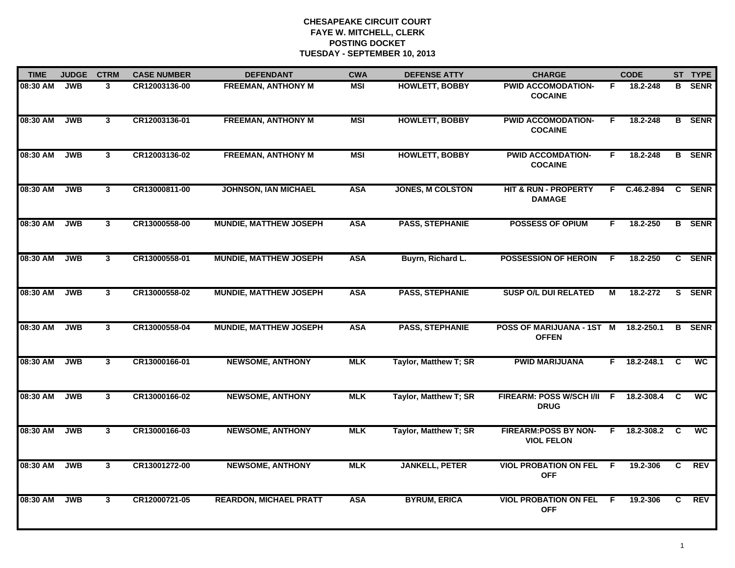**CHESAPEAKE CIRCUIT COURT**
**FAYE W. MITCHELL, CLERK**
**POSTING DOCKET**
**TUESDAY - SEPTEMBER 10, 2013**

| TIME | JUDGE | CTRM | CASE NUMBER | DEFENDANT | CWA | DEFENSE ATTY | CHARGE | | CODE | ST | TYPE |
|---|---|---|---|---|---|---|---|---|---|---|---|
| 08:30 AM | JWB | 3 | CR12003136-00 | FREEMAN, ANTHONY M | MSI | HOWLETT, BOBBY | PWID ACCOMODATION-COCAINE | F | 18.2-248 | B | SENR |
| 08:30 AM | JWB | 3 | CR12003136-01 | FREEMAN, ANTHONY M | MSI | HOWLETT, BOBBY | PWID ACCOMODATION-COCAINE | F | 18.2-248 | B | SENR |
| 08:30 AM | JWB | 3 | CR12003136-02 | FREEMAN, ANTHONY M | MSI | HOWLETT, BOBBY | PWID ACCOMDATION-COCAINE | F | 18.2-248 | B | SENR |
| 08:30 AM | JWB | 3 | CR13000811-00 | JOHNSON, IAN MICHAEL | ASA | JONES, M COLSTON | HIT & RUN - PROPERTY DAMAGE | F | C.46.2-894 | C | SENR |
| 08:30 AM | JWB | 3 | CR13000558-00 | MUNDIE, MATTHEW JOSEPH | ASA | PASS, STEPHANIE | POSSESS OF OPIUM | F | 18.2-250 | B | SENR |
| 08:30 AM | JWB | 3 | CR13000558-01 | MUNDIE, MATTHEW JOSEPH | ASA | Buyrn, Richard L. | POSSESSION OF HEROIN | F | 18.2-250 | C | SENR |
| 08:30 AM | JWB | 3 | CR13000558-02 | MUNDIE, MATTHEW JOSEPH | ASA | PASS, STEPHANIE | SUSP O/L DUI RELATED | M | 18.2-272 | S | SENR |
| 08:30 AM | JWB | 3 | CR13000558-04 | MUNDIE, MATTHEW JOSEPH | ASA | PASS, STEPHANIE | POSS OF MARIJUANA - 1ST OFFEN | M | 18.2-250.1 | B | SENR |
| 08:30 AM | JWB | 3 | CR13000166-01 | NEWSOME, ANTHONY | MLK | Taylor, Matthew T; SR | PWID MARIJUANA | F | 18.2-248.1 | C | WC |
| 08:30 AM | JWB | 3 | CR13000166-02 | NEWSOME, ANTHONY | MLK | Taylor, Matthew T; SR | FIREARM: POSS W/SCH I/II DRUG | F | 18.2-308.4 | C | WC |
| 08:30 AM | JWB | 3 | CR13000166-03 | NEWSOME, ANTHONY | MLK | Taylor, Matthew T; SR | FIREARM:POSS BY NON-VIOL FELON | F | 18.2-308.2 | C | WC |
| 08:30 AM | JWB | 3 | CR13001272-00 | NEWSOME, ANTHONY | MLK | JANKELL, PETER | VIOL PROBATION ON FEL OFF | F | 19.2-306 | C | REV |
| 08:30 AM | JWB | 3 | CR12000721-05 | REARDON, MICHAEL PRATT | ASA | BYRUM, ERICA | VIOL PROBATION ON FEL OFF | F | 19.2-306 | C | REV |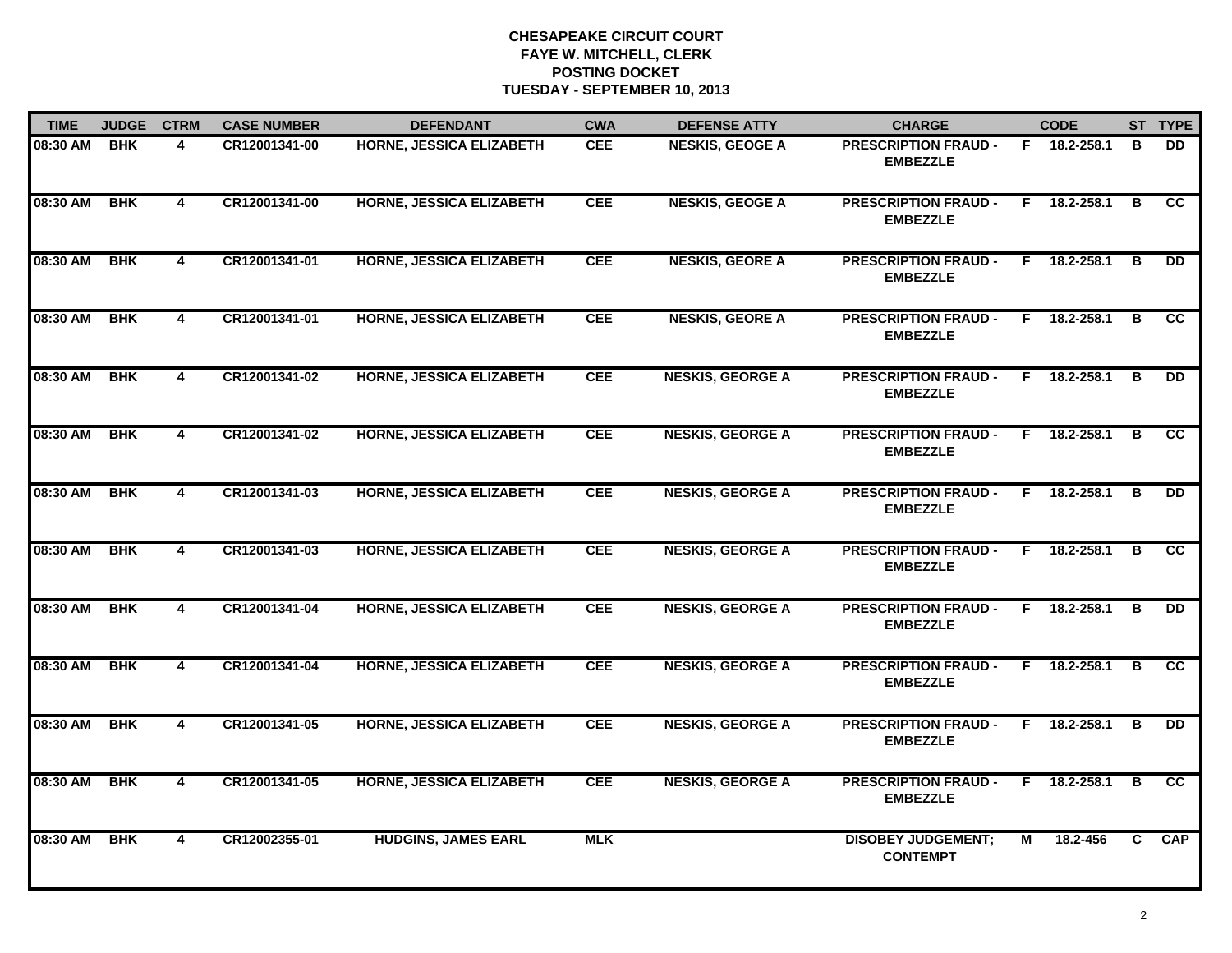**CHESAPEAKE CIRCUIT COURT**
**FAYE W. MITCHELL, CLERK**
**POSTING DOCKET**
**TUESDAY - SEPTEMBER 10, 2013**

| TIME | JUDGE | CTRM | CASE NUMBER | DEFENDANT | CWA | DEFENSE ATTY | CHARGE | | CODE | ST | TYPE |
|---|---|---|---|---|---|---|---|---|---|---|---|
| 08:30 AM | BHK | 4 | CR12001341-00 | HORNE, JESSICA ELIZABETH | CEE | NESKIS, GEOGE A | PRESCRIPTION FRAUD - EMBEZZLE | F | 18.2-258.1 | B | DD |
| 08:30 AM | BHK | 4 | CR12001341-00 | HORNE, JESSICA ELIZABETH | CEE | NESKIS, GEOGE A | PRESCRIPTION FRAUD - EMBEZZLE | F | 18.2-258.1 | B | CC |
| 08:30 AM | BHK | 4 | CR12001341-01 | HORNE, JESSICA ELIZABETH | CEE | NESKIS, GEORE A | PRESCRIPTION FRAUD - EMBEZZLE | F | 18.2-258.1 | B | DD |
| 08:30 AM | BHK | 4 | CR12001341-01 | HORNE, JESSICA ELIZABETH | CEE | NESKIS, GEORE A | PRESCRIPTION FRAUD - EMBEZZLE | F | 18.2-258.1 | B | CC |
| 08:30 AM | BHK | 4 | CR12001341-02 | HORNE, JESSICA ELIZABETH | CEE | NESKIS, GEORGE A | PRESCRIPTION FRAUD - EMBEZZLE | F | 18.2-258.1 | B | DD |
| 08:30 AM | BHK | 4 | CR12001341-02 | HORNE, JESSICA ELIZABETH | CEE | NESKIS, GEORGE A | PRESCRIPTION FRAUD - EMBEZZLE | F | 18.2-258.1 | B | CC |
| 08:30 AM | BHK | 4 | CR12001341-03 | HORNE, JESSICA ELIZABETH | CEE | NESKIS, GEORGE A | PRESCRIPTION FRAUD - EMBEZZLE | F | 18.2-258.1 | B | DD |
| 08:30 AM | BHK | 4 | CR12001341-03 | HORNE, JESSICA ELIZABETH | CEE | NESKIS, GEORGE A | PRESCRIPTION FRAUD - EMBEZZLE | F | 18.2-258.1 | B | CC |
| 08:30 AM | BHK | 4 | CR12001341-04 | HORNE, JESSICA ELIZABETH | CEE | NESKIS, GEORGE A | PRESCRIPTION FRAUD - EMBEZZLE | F | 18.2-258.1 | B | DD |
| 08:30 AM | BHK | 4 | CR12001341-04 | HORNE, JESSICA ELIZABETH | CEE | NESKIS, GEORGE A | PRESCRIPTION FRAUD - EMBEZZLE | F | 18.2-258.1 | B | CC |
| 08:30 AM | BHK | 4 | CR12001341-05 | HORNE, JESSICA ELIZABETH | CEE | NESKIS, GEORGE A | PRESCRIPTION FRAUD - EMBEZZLE | F | 18.2-258.1 | B | DD |
| 08:30 AM | BHK | 4 | CR12001341-05 | HORNE, JESSICA ELIZABETH | CEE | NESKIS, GEORGE A | PRESCRIPTION FRAUD - EMBEZZLE | F | 18.2-258.1 | B | CC |
| 08:30 AM | BHK | 4 | CR12002355-01 | HUDGINS, JAMES EARL | MLK | | DISOBEY JUDGEMENT; CONTEMPT | M | 18.2-456 | C | CAP |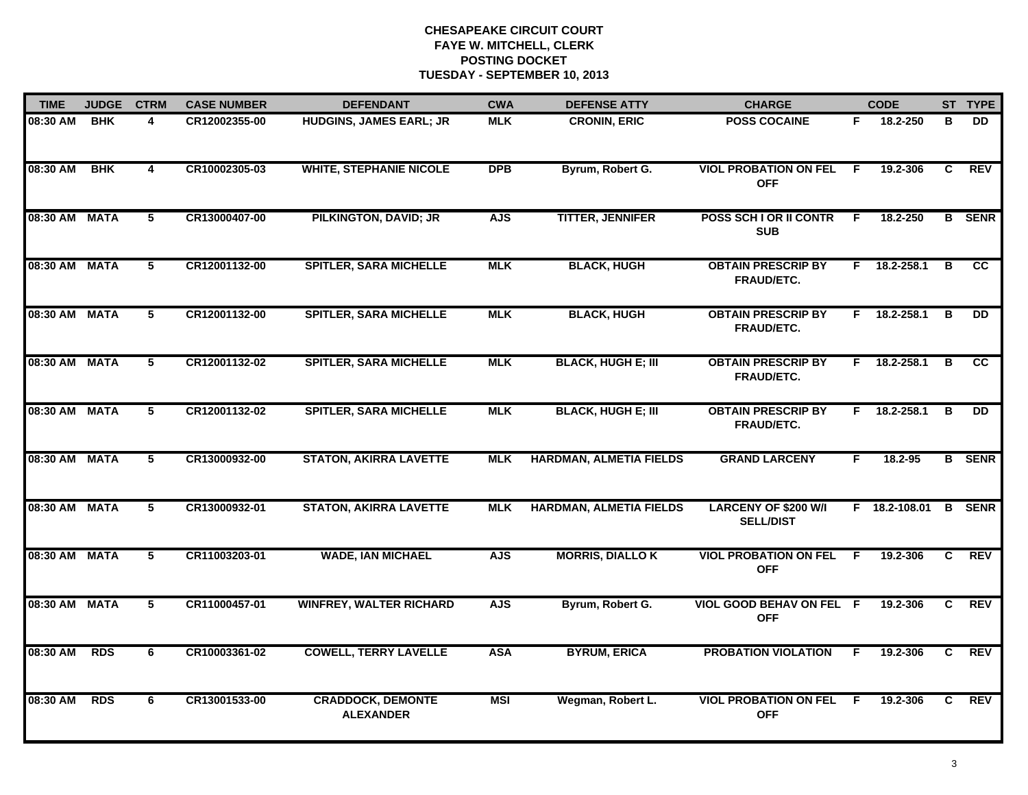# CHESAPEAKE CIRCUIT COURT
## FAYE W. MITCHELL, CLERK
## POSTING DOCKET
## TUESDAY - SEPTEMBER 10, 2013

| TIME | JUDGE | CTRM | CASE NUMBER | DEFENDANT | CWA | DEFENSE ATTY | CHARGE | | CODE | ST | TYPE |
|---|---|---|---|---|---|---|---|---|---|---|---|
| 08:30 AM | BHK | 4 | CR12002355-00 | HUDGINS, JAMES EARL; JR | MLK | CRONIN, ERIC | POSS COCAINE | F | 18.2-250 | B | DD |
| 08:30 AM | BHK | 4 | CR10002305-03 | WHITE, STEPHANIE NICOLE | DPB | Byrum, Robert G. | VIOL PROBATION ON FEL OFF | F | 19.2-306 | C | REV |
| 08:30 AM | MATA | 5 | CR13000407-00 | PILKINGTON, DAVID; JR | AJS | TITTER, JENNIFER | POSS SCH I OR II CONTR SUB | F | 18.2-250 | B | SENR |
| 08:30 AM | MATA | 5 | CR12001132-00 | SPITLER, SARA MICHELLE | MLK | BLACK, HUGH | OBTAIN PRESCRIP BY FRAUD/ETC. | F | 18.2-258.1 | B | CC |
| 08:30 AM | MATA | 5 | CR12001132-00 | SPITLER, SARA MICHELLE | MLK | BLACK, HUGH | OBTAIN PRESCRIP BY FRAUD/ETC. | F | 18.2-258.1 | B | DD |
| 08:30 AM | MATA | 5 | CR12001132-02 | SPITLER, SARA MICHELLE | MLK | BLACK, HUGH E; III | OBTAIN PRESCRIP BY FRAUD/ETC. | F | 18.2-258.1 | B | CC |
| 08:30 AM | MATA | 5 | CR12001132-02 | SPITLER, SARA MICHELLE | MLK | BLACK, HUGH E; III | OBTAIN PRESCRIP BY FRAUD/ETC. | F | 18.2-258.1 | B | DD |
| 08:30 AM | MATA | 5 | CR13000932-00 | STATON, AKIRRA LAVETTE | MLK | HARDMAN, ALMETIA FIELDS | GRAND LARCENY | F | 18.2-95 | B | SENR |
| 08:30 AM | MATA | 5 | CR13000932-01 | STATON, AKIRRA LAVETTE | MLK | HARDMAN, ALMETIA FIELDS | LARCENY OF $200 W/I SELL/DIST | F | 18.2-108.01 | B | SENR |
| 08:30 AM | MATA | 5 | CR11003203-01 | WADE, IAN MICHAEL | AJS | MORRIS, DIALLO K | VIOL PROBATION ON FEL OFF | F | 19.2-306 | C | REV |
| 08:30 AM | MATA | 5 | CR11000457-01 | WINFREY, WALTER RICHARD | AJS | Byrum, Robert G. | VIOL GOOD BEHAV ON FEL OFF | F | 19.2-306 | C | REV |
| 08:30 AM | RDS | 6 | CR10003361-02 | COWELL, TERRY LAVELLE | ASA | BYRUM, ERICA | PROBATION VIOLATION | F | 19.2-306 | C | REV |
| 08:30 AM | RDS | 6 | CR13001533-00 | CRADDOCK, DEMONTE ALEXANDER | MSI | Wegman, Robert L. | VIOL PROBATION ON FEL OFF | F | 19.2-306 | C | REV |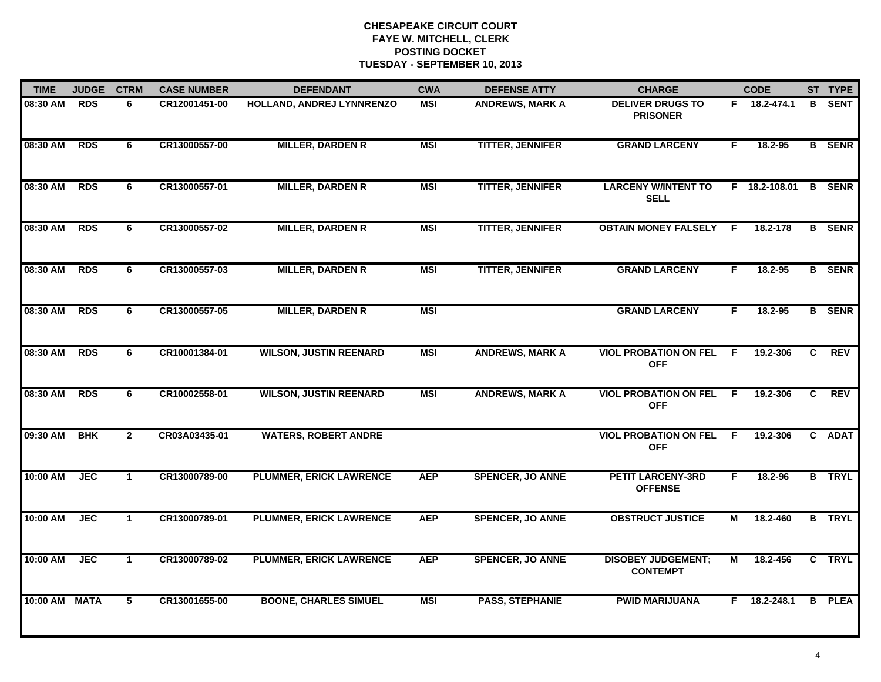# CHESAPEAKE CIRCUIT COURT
## FAYE W. MITCHELL, CLERK
## POSTING DOCKET
## TUESDAY - SEPTEMBER 10, 2013

| TIME | JUDGE | CTRM | CASE NUMBER | DEFENDANT | CWA | DEFENSE ATTY | CHARGE | | CODE | ST | TYPE |
|---|---|---|---|---|---|---|---|---|---|---|---|
| 08:30 AM | RDS | 6 | CR12001451-00 | HOLLAND, ANDREJ LYNNRENZO | MSI | ANDREWS, MARK A | DELIVER DRUGS TO PRISONER | F | 18.2-474.1 | B | SENT |
| 08:30 AM | RDS | 6 | CR13000557-00 | MILLER, DARDEN R | MSI | TITTER, JENNIFER | GRAND LARCENY | F | 18.2-95 | B | SENR |
| 08:30 AM | RDS | 6 | CR13000557-01 | MILLER, DARDEN R | MSI | TITTER, JENNIFER | LARCENY W/INTENT TO SELL | F | 18.2-108.01 | B | SENR |
| 08:30 AM | RDS | 6 | CR13000557-02 | MILLER, DARDEN R | MSI | TITTER, JENNIFER | OBTAIN MONEY FALSELY | F | 18.2-178 | B | SENR |
| 08:30 AM | RDS | 6 | CR13000557-03 | MILLER, DARDEN R | MSI | TITTER, JENNIFER | GRAND LARCENY | F | 18.2-95 | B | SENR |
| 08:30 AM | RDS | 6 | CR13000557-05 | MILLER, DARDEN R | MSI | | GRAND LARCENY | F | 18.2-95 | B | SENR |
| 08:30 AM | RDS | 6 | CR10001384-01 | WILSON, JUSTIN REENARD | MSI | ANDREWS, MARK A | VIOL PROBATION ON FEL OFF | F | 19.2-306 | C | REV |
| 08:30 AM | RDS | 6 | CR10002558-01 | WILSON, JUSTIN REENARD | MSI | ANDREWS, MARK A | VIOL PROBATION ON FEL OFF | F | 19.2-306 | C | REV |
| 09:30 AM | BHK | 2 | CR03A03435-01 | WATERS, ROBERT ANDRE | | | VIOL PROBATION ON FEL OFF | F | 19.2-306 | C | ADAT |
| 10:00 AM | JEC | 1 | CR13000789-00 | PLUMMER, ERICK LAWRENCE | AEP | SPENCER, JO ANNE | PETIT LARCENY-3RD OFFENSE | F | 18.2-96 | B | TRYL |
| 10:00 AM | JEC | 1 | CR13000789-01 | PLUMMER, ERICK LAWRENCE | AEP | SPENCER, JO ANNE | OBSTRUCT JUSTICE | M | 18.2-460 | B | TRYL |
| 10:00 AM | JEC | 1 | CR13000789-02 | PLUMMER, ERICK LAWRENCE | AEP | SPENCER, JO ANNE | DISOBEY JUDGEMENT; CONTEMPT | M | 18.2-456 | C | TRYL |
| 10:00 AM | MATA | 5 | CR13001655-00 | BOONE, CHARLES SIMUEL | MSI | PASS, STEPHANIE | PWID MARIJUANA | F | 18.2-248.1 | B | PLEA |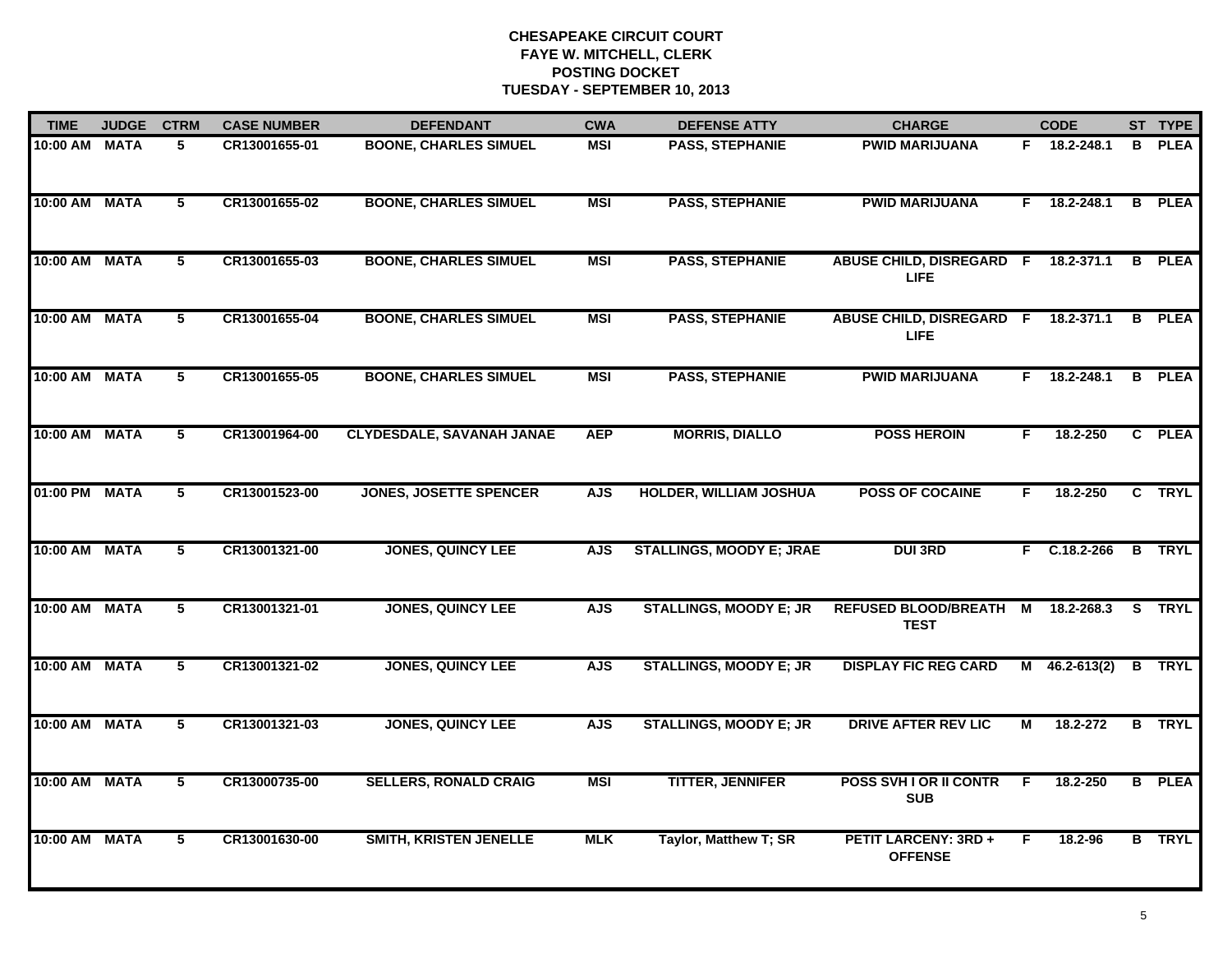# CHESAPEAKE CIRCUIT COURT
## FAYE W. MITCHELL, CLERK
## POSTING DOCKET
## TUESDAY - SEPTEMBER 10, 2013

| TIME | JUDGE | CTRM | CASE NUMBER | DEFENDANT | CWA | DEFENSE ATTY | CHARGE | | CODE | ST | TYPE |
|---|---|---|---|---|---|---|---|---|---|---|---|
| 10:00 AM | MATA | 5 | CR13001655-01 | BOONE, CHARLES SIMUEL | MSI | PASS, STEPHANIE | PWID MARIJUANA | F | 18.2-248.1 | B | PLEA |
| 10:00 AM | MATA | 5 | CR13001655-02 | BOONE, CHARLES SIMUEL | MSI | PASS, STEPHANIE | PWID MARIJUANA | F | 18.2-248.1 | B | PLEA |
| 10:00 AM | MATA | 5 | CR13001655-03 | BOONE, CHARLES SIMUEL | MSI | PASS, STEPHANIE | ABUSE CHILD, DISREGARD LIFE | F | 18.2-371.1 | B | PLEA |
| 10:00 AM | MATA | 5 | CR13001655-04 | BOONE, CHARLES SIMUEL | MSI | PASS, STEPHANIE | ABUSE CHILD, DISREGARD LIFE | F | 18.2-371.1 | B | PLEA |
| 10:00 AM | MATA | 5 | CR13001655-05 | BOONE, CHARLES SIMUEL | MSI | PASS, STEPHANIE | PWID MARIJUANA | F | 18.2-248.1 | B | PLEA |
| 10:00 AM | MATA | 5 | CR13001964-00 | CLYDESDALE, SAVANAH JANAE | AEP | MORRIS, DIALLO | POSS HEROIN | F | 18.2-250 | C | PLEA |
| 01:00 PM | MATA | 5 | CR13001523-00 | JONES, JOSETTE SPENCER | AJS | HOLDER, WILLIAM JOSHUA | POSS OF COCAINE | F | 18.2-250 | C | TRYL |
| 10:00 AM | MATA | 5 | CR13001321-00 | JONES, QUINCY LEE | AJS | STALLINGS, MOODY E; JRAE | DUI 3RD | F | C.18.2-266 | B | TRYL |
| 10:00 AM | MATA | 5 | CR13001321-01 | JONES, QUINCY LEE | AJS | STALLINGS, MOODY E; JR | REFUSED BLOOD/BREATH TEST | M | 18.2-268.3 | S | TRYL |
| 10:00 AM | MATA | 5 | CR13001321-02 | JONES, QUINCY LEE | AJS | STALLINGS, MOODY E; JR | DISPLAY FIC REG CARD | M | 46.2-613(2) | B | TRYL |
| 10:00 AM | MATA | 5 | CR13001321-03 | JONES, QUINCY LEE | AJS | STALLINGS, MOODY E; JR | DRIVE AFTER REV LIC | M | 18.2-272 | B | TRYL |
| 10:00 AM | MATA | 5 | CR13000735-00 | SELLERS, RONALD CRAIG | MSI | TITTER, JENNIFER | POSS SVH I OR II CONTR SUB | F | 18.2-250 | B | PLEA |
| 10:00 AM | MATA | 5 | CR13001630-00 | SMITH, KRISTEN JENELLE | MLK | Taylor, Matthew T; SR | PETIT LARCENY: 3RD + OFFENSE | F | 18.2-96 | B | TRYL |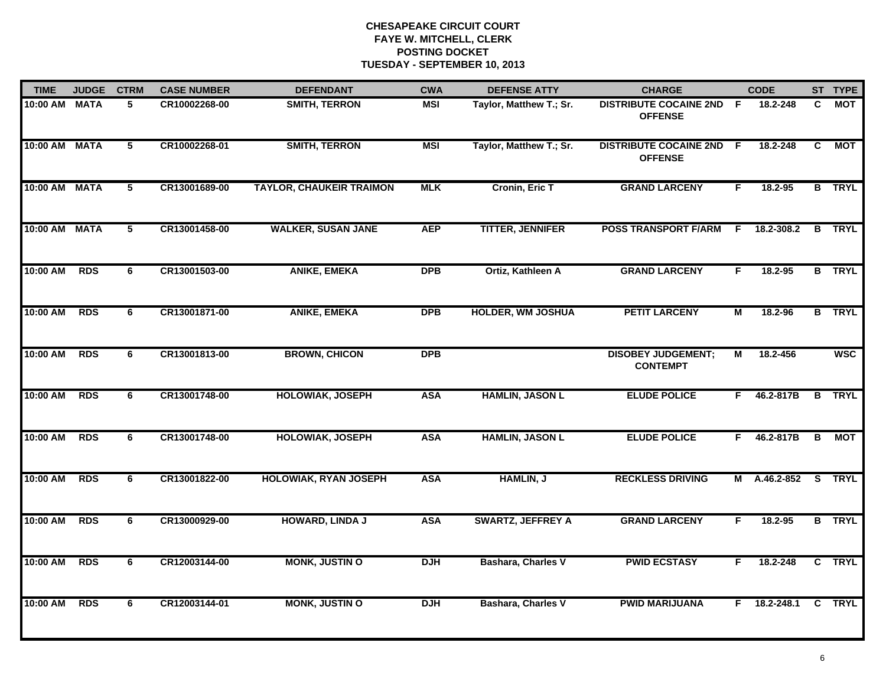**CHESAPEAKE CIRCUIT COURT**
**FAYE W. MITCHELL, CLERK**
**POSTING DOCKET**
**TUESDAY - SEPTEMBER 10, 2013**

| TIME | JUDGE | CTRM | CASE NUMBER | DEFENDANT | CWA | DEFENSE ATTY | CHARGE | | CODE | ST | TYPE |
|---|---|---|---|---|---|---|---|---|---|---|---|
| 10:00 AM | MATA | 5 | CR10002268-00 | SMITH, TERRON | MSI | Taylor, Matthew T.; Sr. | DISTRIBUTE COCAINE 2ND OFFENSE | F | 18.2-248 | C | MOT |
| 10:00 AM | MATA | 5 | CR10002268-01 | SMITH, TERRON | MSI | Taylor, Matthew T.; Sr. | DISTRIBUTE COCAINE 2ND OFFENSE | F | 18.2-248 | C | MOT |
| 10:00 AM | MATA | 5 | CR13001689-00 | TAYLOR, CHAUKEIR TRAIMON | MLK | Cronin, Eric T | GRAND LARCENY | F | 18.2-95 | B | TRYL |
| 10:00 AM | MATA | 5 | CR13001458-00 | WALKER, SUSAN JANE | AEP | TITTER, JENNIFER | POSS TRANSPORT F/ARM | F | 18.2-308.2 | B | TRYL |
| 10:00 AM | RDS | 6 | CR13001503-00 | ANIKE, EMEKA | DPB | Ortiz, Kathleen A | GRAND LARCENY | F | 18.2-95 | B | TRYL |
| 10:00 AM | RDS | 6 | CR13001871-00 | ANIKE, EMEKA | DPB | HOLDER, WM JOSHUA | PETIT LARCENY | M | 18.2-96 | B | TRYL |
| 10:00 AM | RDS | 6 | CR13001813-00 | BROWN, CHICON | DPB | | DISOBEY JUDGEMENT; CONTEMPT | M | 18.2-456 | | WSC |
| 10:00 AM | RDS | 6 | CR13001748-00 | HOLOWIAK, JOSEPH | ASA | HAMLIN, JASON L | ELUDE POLICE | F | 46.2-817B | B | TRYL |
| 10:00 AM | RDS | 6 | CR13001748-00 | HOLOWIAK, JOSEPH | ASA | HAMLIN, JASON L | ELUDE POLICE | F | 46.2-817B | B | MOT |
| 10:00 AM | RDS | 6 | CR13001822-00 | HOLOWIAK, RYAN JOSEPH | ASA | HAMLIN, J | RECKLESS DRIVING | M | A.46.2-852 | S | TRYL |
| 10:00 AM | RDS | 6 | CR13000929-00 | HOWARD, LINDA J | ASA | SWARTZ, JEFFREY A | GRAND LARCENY | F | 18.2-95 | B | TRYL |
| 10:00 AM | RDS | 6 | CR12003144-00 | MONK, JUSTIN O | DJH | Bashara, Charles V | PWID ECSTASY | F | 18.2-248 | C | TRYL |
| 10:00 AM | RDS | 6 | CR12003144-01 | MONK, JUSTIN O | DJH | Bashara, Charles V | PWID MARIJUANA | F | 18.2-248.1 | C | TRYL |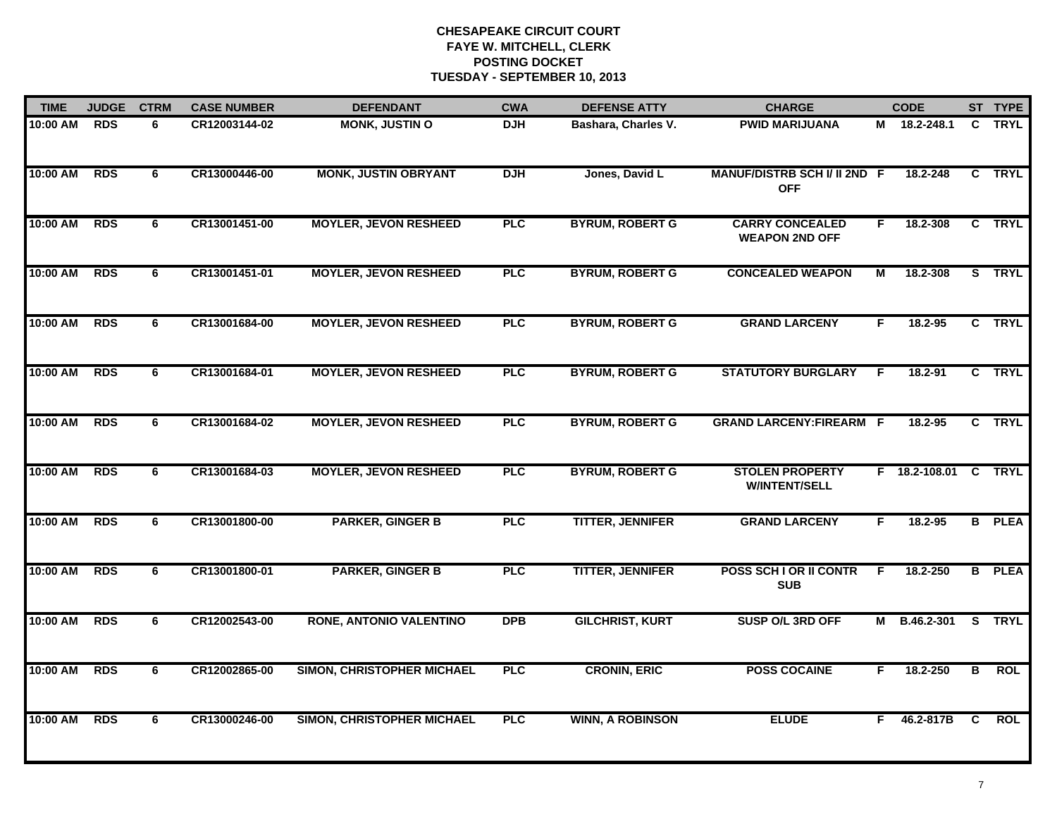**CHESAPEAKE CIRCUIT COURT**
**FAYE W. MITCHELL, CLERK**
**POSTING DOCKET**
**TUESDAY - SEPTEMBER 10, 2013**

| TIME | JUDGE | CTRM | CASE NUMBER | DEFENDANT | CWA | DEFENSE ATTY | CHARGE | | CODE | ST | TYPE |
|---|---|---|---|---|---|---|---|---|---|---|---|
| 10:00 AM | RDS | 6 | CR12003144-02 | MONK, JUSTIN O | DJH | Bashara, Charles V. | PWID MARIJUANA | M | 18.2-248.1 | C | TRYL |
| 10:00 AM | RDS | 6 | CR13000446-00 | MONK, JUSTIN OBRYANT | DJH | Jones, David L | MANUF/DISTRB SCH I/ II 2ND OFF | F | 18.2-248 | C | TRYL |
| 10:00 AM | RDS | 6 | CR13001451-00 | MOYLER, JEVON RESHEED | PLC | BYRUM, ROBERT G | CARRY CONCEALED WEAPON 2ND OFF | F | 18.2-308 | C | TRYL |
| 10:00 AM | RDS | 6 | CR13001451-01 | MOYLER, JEVON RESHEED | PLC | BYRUM, ROBERT G | CONCEALED WEAPON | M | 18.2-308 | S | TRYL |
| 10:00 AM | RDS | 6 | CR13001684-00 | MOYLER, JEVON RESHEED | PLC | BYRUM, ROBERT G | GRAND LARCENY | F | 18.2-95 | C | TRYL |
| 10:00 AM | RDS | 6 | CR13001684-01 | MOYLER, JEVON RESHEED | PLC | BYRUM, ROBERT G | STATUTORY BURGLARY | F | 18.2-91 | C | TRYL |
| 10:00 AM | RDS | 6 | CR13001684-02 | MOYLER, JEVON RESHEED | PLC | BYRUM, ROBERT G | GRAND LARCENY:FIREARM | F | 18.2-95 | C | TRYL |
| 10:00 AM | RDS | 6 | CR13001684-03 | MOYLER, JEVON RESHEED | PLC | BYRUM, ROBERT G | STOLEN PROPERTY W/INTENT/SELL | F | 18.2-108.01 | C | TRYL |
| 10:00 AM | RDS | 6 | CR13001800-00 | PARKER, GINGER B | PLC | TITTER, JENNIFER | GRAND LARCENY | F | 18.2-95 | B | PLEA |
| 10:00 AM | RDS | 6 | CR13001800-01 | PARKER, GINGER B | PLC | TITTER, JENNIFER | POSS SCH I OR II CONTR SUB | F | 18.2-250 | B | PLEA |
| 10:00 AM | RDS | 6 | CR12002543-00 | RONE, ANTONIO VALENTINO | DPB | GILCHRIST, KURT | SUSP O/L 3RD OFF | M | B.46.2-301 | S | TRYL |
| 10:00 AM | RDS | 6 | CR12002865-00 | SIMON, CHRISTOPHER MICHAEL | PLC | CRONIN, ERIC | POSS COCAINE | F | 18.2-250 | B | ROL |
| 10:00 AM | RDS | 6 | CR13000246-00 | SIMON, CHRISTOPHER MICHAEL | PLC | WINN, A ROBINSON | ELUDE | F | 46.2-817B | C | ROL |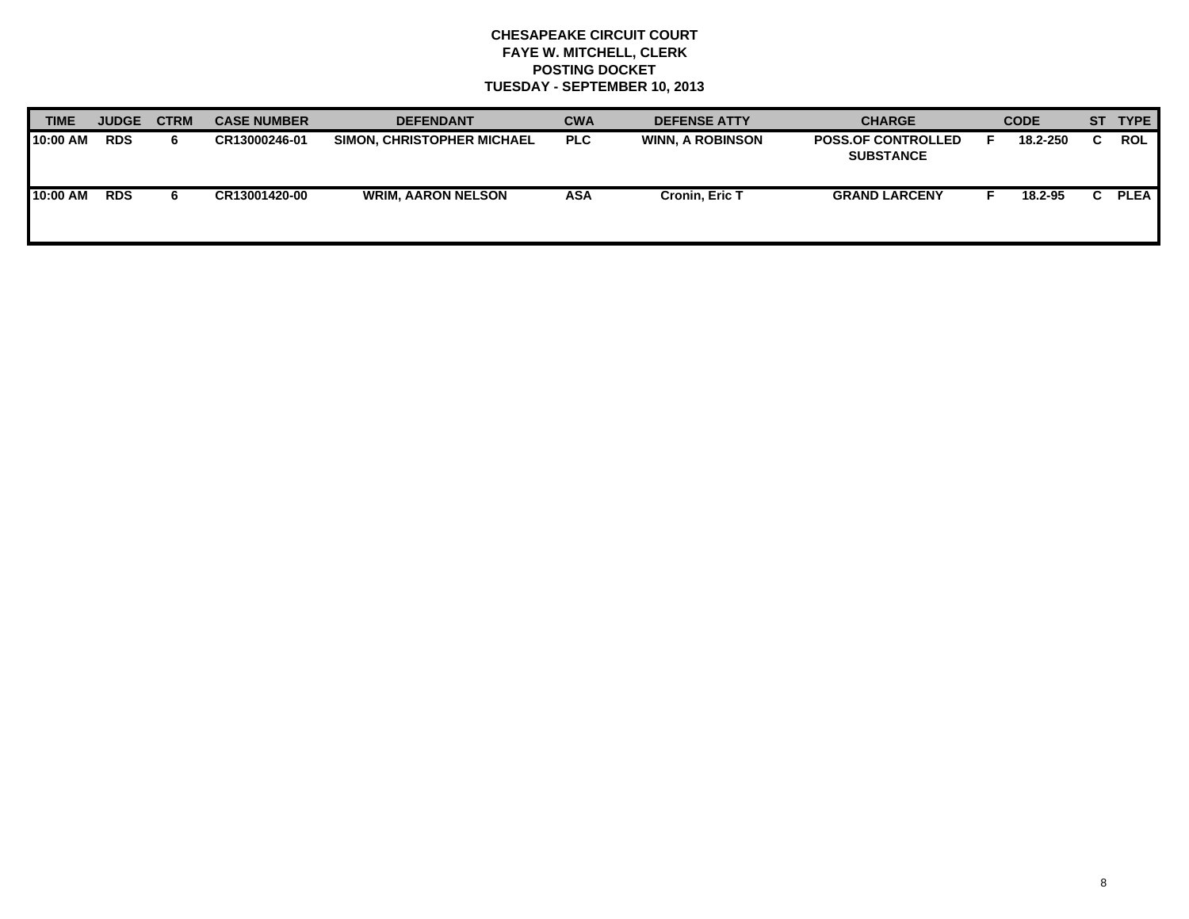**CHESAPEAKE CIRCUIT COURT**
**FAYE W. MITCHELL, CLERK**
**POSTING DOCKET**
**TUESDAY - SEPTEMBER 10, 2013**

| TIME | JUDGE | CTRM | CASE NUMBER | DEFENDANT | CWA | DEFENSE ATTY | CHARGE | | CODE | ST | TYPE |
|---|---|---|---|---|---|---|---|---|---|---|---|
| 10:00 AM | RDS | 6 | CR13000246-01 | SIMON, CHRISTOPHER MICHAEL | PLC | WINN, A ROBINSON | POSS.OF CONTROLLED SUBSTANCE | F | 18.2-250 | C | ROL |
| 10:00 AM | RDS | 6 | CR13001420-00 | WRIM, AARON NELSON | ASA | Cronin, Eric T | GRAND LARCENY | F | 18.2-95 | C | PLEA |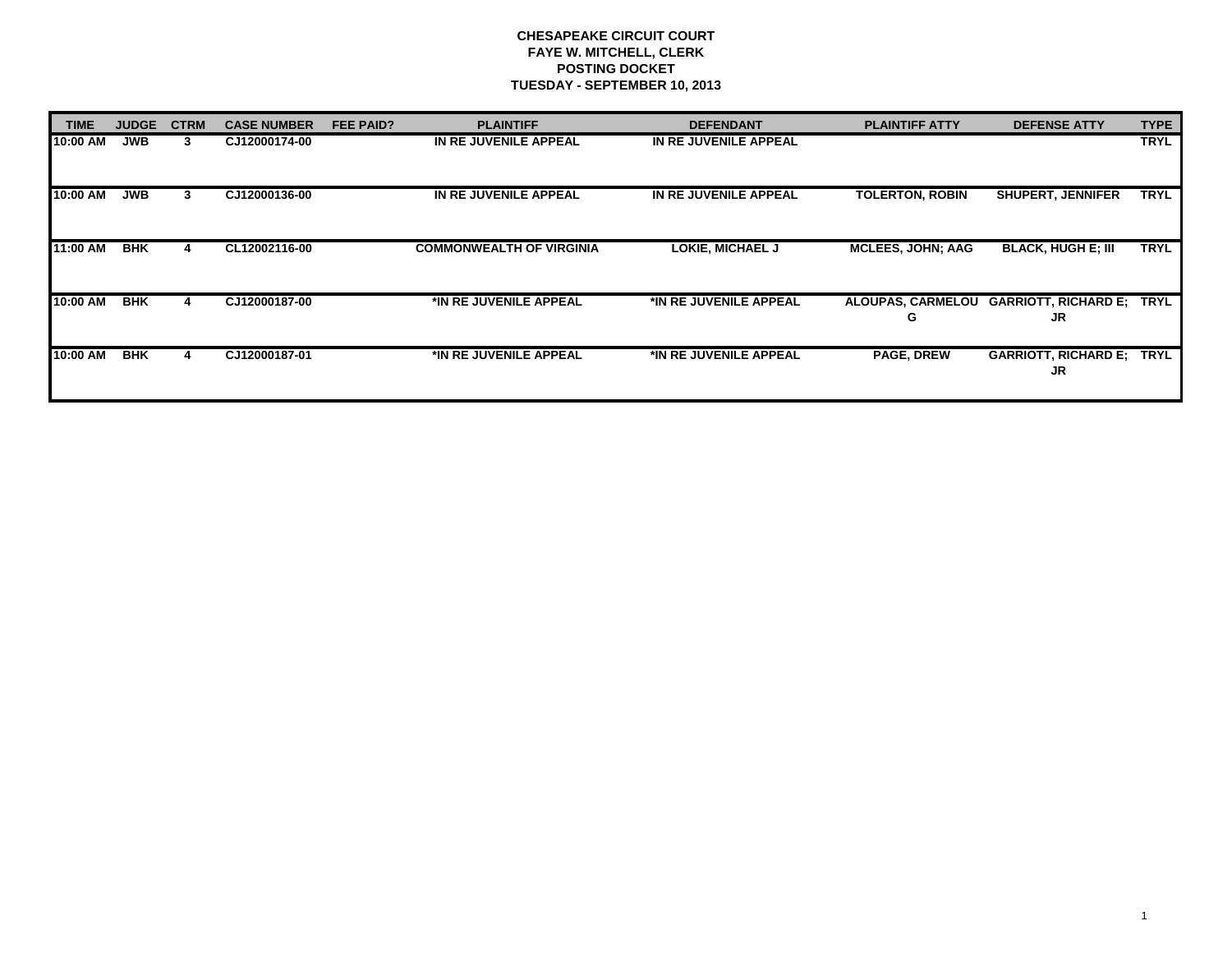**CHESAPEAKE CIRCUIT COURT**
**FAYE W. MITCHELL, CLERK**
**POSTING DOCKET**
**TUESDAY - SEPTEMBER 10, 2013**

| TIME | JUDGE | CTRM | CASE NUMBER | FEE PAID? | PLAINTIFF | DEFENDANT | PLAINTIFF ATTY | DEFENSE ATTY | TYPE |
|---|---|---|---|---|---|---|---|---|---|
| 10:00 AM | JWB | 3 | CJ12000174-00 | | IN RE JUVENILE APPEAL | IN RE JUVENILE APPEAL | | | TRYL |
| 10:00 AM | JWB | 3 | CJ12000136-00 | | IN RE JUVENILE APPEAL | IN RE JUVENILE APPEAL | TOLERTON, ROBIN | SHUPERT, JENNIFER | TRYL |
| 11:00 AM | BHK | 4 | CL12002116-00 | | COMMONWEALTH OF VIRGINIA | LOKIE, MICHAEL J | MCLEES, JOHN; AAG | BLACK, HUGH E; III | TRYL |
| 10:00 AM | BHK | 4 | CJ12000187-00 | | *IN RE JUVENILE APPEAL | *IN RE JUVENILE APPEAL | ALOUPAS, CARMELOU G | GARRIOTT, RICHARD E; JR | TRYL |
| 10:00 AM | BHK | 4 | CJ12000187-01 | | *IN RE JUVENILE APPEAL | *IN RE JUVENILE APPEAL | PAGE, DREW | GARRIOTT, RICHARD E; JR | TRYL |